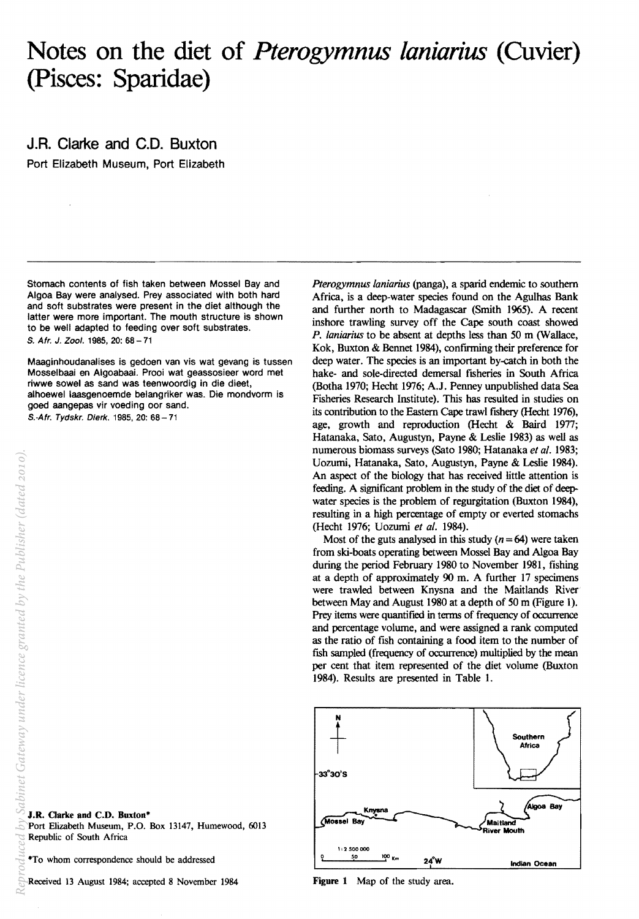# Notes on the diet of *Pterogymnus laniarius* (Cuvier) (Pisces: Sparidae)

## J.R. Clarke and C.D. Buxton

Port Elizabeth Museum, Port Elizabeth

Stomach contents of fish taken between Mossel Bay and Algoa Bay were analysed. Prey associated with both hard and soft substrates were present in the diet although the latter were more important. The mouth structure is shown to be well adapted to feeding over soft substrates.

*S. Afr. J. Zool.* 1985, 20: 68 – 71

Maaginhoudanalises is gedoen van vis wat gevang is tussen Mosselbaai en Algoabaai. Prooi wat geassosieer word met riwwe sowel as sand was teenwoordig in die dieet, alhoewel laasgenoemde belangriker was. Die mondvorm is goed aangepas vir voeding oor sand.

*S.-Afr. Tydskr. Dierk.* 1985, 20: 68 – 71

*Pterogymnus laniarius* (panga), a sparid endemic to southern Africa, is a deep-water species found on the Agulhas Bank and further north to Madagascar (Smith 1965). A recent inshore trawling survey off the Cape south coast showed *P. laniarius* to be absent at depths less than 50 m (Wallace, Kok, Buxton & Bennet 1984), confirming their preference for deep water. The species is an important by-catch in both the hake- and sole-directed demersal fisheries in South Africa (Botha 1970; Hecht 1976; A.J. Penney unpublished data Sea Fisheries Research Institute). This has resulted in studies on its contribution to the Eastern Cape trawl fishery (Hecht 1976), age, growth and reproduction (Hecht & Baird 1977; Hatanaka, Sato, Augustyn, Payne & Leslie 1983) as well as numerous biomass surveys (Sato 1980; Hatanaka *et al.* 1983; Uozumi, Hatanaka, Sato, Augustyn, Payne & Leslie 1984). An aspect of the biology that has received little attention is feeding. A significant problem in the study of the diet of deep-water species is the problem of regurgitation (Buxton 1984), resulting in a high percentage of empty or everted stomachs (Hecht 1976; Uozumi *et al.* 1984).

Most of the guts analysed in this study ($n = 64$) were taken from ski-boats operating between Mossel Bay and Algoa Bay during the period February 1980 to November 1981, fishing at a depth of approximately 90 m. A further 17 specimens were trawled between Knysna and the Maitlands River between May and August 1980 at a depth of 50 m (Figure 1). Prey items were quantified in terms of frequency of occurrence and percentage volume, and were assigned a rank computed as the ratio of fish containing a food item to the number of fish sampled (frequency of occurrence) multiplied by the mean per cent that item represented of the diet volume (Buxton 1984). Results are presented in Table 1.

**Figure 1** Map of the study area.

**J.R. Clarke and C.D. Buxton\***
Port Elizabeth Museum, P.O. Box 13147, Humewood, 6013 Republic of South Africa

\*To whom correspondence should be addressed

Received 13 August 1984; accepted 8 November 1984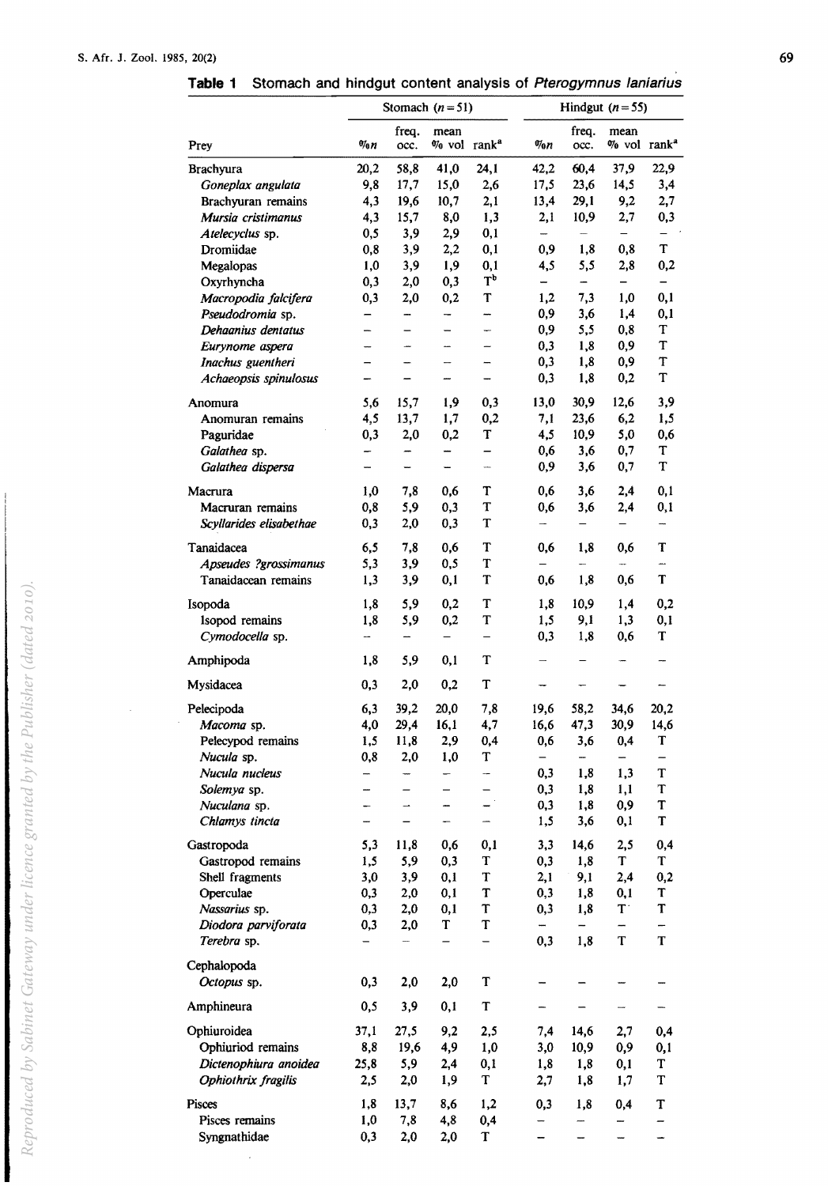**Table 1** Stomach and hindgut content analysis of *Pterogymnus laniarius*

| Prey | Stomach ($n = 51$) | | | | Hindgut ($n = 55$) | | | |
|---|---|---|---|---|---|---|---|---|
| | %n | freq. occ. | mean % vol | rank[a] | %n | freq. occ. | mean % vol | rank[a] |
| Brachyura | 20,2 | 58,8 | 41,0 | 24,1 | 42,2 | 60,4 | 37,9 | 22,9 |
| *Goneplax angulata* | 9,8 | 17,7 | 15,0 | 2,6 | 17,5 | 23,6 | 14,5 | 3,4 |
| Brachyuran remains | 4,3 | 19,6 | 10,7 | 2,1 | 13,4 | 29,1 | 9,2 | 2,7 |
| *Mursia cristimanus* | 4,3 | 15,7 | 8,0 | 1,3 | 2,1 | 10,9 | 2,7 | 0,3 |
| *Atelecyclus* sp. | 0,5 | 3,9 | 2,9 | 0,1 | – | – | – | – |
| Dromiidae | 0,8 | 3,9 | 2,2 | 0,1 | 0,9 | 1,8 | 0,8 | T |
| Megalopas | 1,0 | 3,9 | 1,9 | 0,1 | 4,5 | 5,5 | 2,8 | 0,2 |
| Oxyrhyncha | 0,3 | 2,0 | 0,3 | T[b] | – | – | – | – |
| *Macropodia falcifera* | 0,3 | 2,0 | 0,2 | T | 1,2 | 7,3 | 1,0 | 0,1 |
| *Pseudodromia* sp. | – | – | – | – | 0,9 | 3,6 | 1,4 | 0,1 |
| *Dehaanius dentatus* | – | – | – | – | 0,9 | 5,5 | 0,8 | T |
| *Eurynome aspera* | – | – | – | – | 0,3 | 1,8 | 0,9 | T |
| *Inachus guentheri* | – | – | – | – | 0,3 | 1,8 | 0,9 | T |
| *Achaeopsis spinulosus* | – | – | – | – | 0,3 | 1,8 | 0,2 | T |
| Anomura | 5,6 | 15,7 | 1,9 | 0,3 | 13,0 | 30,9 | 12,6 | 3,9 |
| Anomuran remains | 4,5 | 13,7 | 1,7 | 0,2 | 7,1 | 23,6 | 6,2 | 1,5 |
| Paguridae | 0,3 | 2,0 | 0,2 | T | 4,5 | 10,9 | 5,0 | 0,6 |
| *Galathea* sp. | – | – | – | – | 0,6 | 3,6 | 0,7 | T |
| *Galathea dispersa* | – | – | – | – | 0,9 | 3,6 | 0,7 | T |
| Macrura | 1,0 | 7,8 | 0,6 | T | 0,6 | 3,6 | 2,4 | 0,1 |
| Macruran remains | 0,8 | 5,9 | 0,3 | T | 0,6 | 3,6 | 2,4 | 0,1 |
| *Scyllarides elisabethae* | 0,3 | 2,0 | 0,3 | T | – | – | – | – |
| Tanaidacea | 6,5 | 7,8 | 0,6 | T | 0,6 | 1,8 | 0,6 | T |
| *Apseudes ?grossimanus* | 5,3 | 3,9 | 0,5 | T | – | – | – | – |
| Tanaidacean remains | 1,3 | 3,9 | 0,1 | T | 0,6 | 1,8 | 0,6 | T |
| Isopoda | 1,8 | 5,9 | 0,2 | T | 1,8 | 10,9 | 1,4 | 0,2 |
| Isopod remains | 1,8 | 5,9 | 0,2 | T | 1,5 | 9,1 | 1,3 | 0,1 |
| *Cymodocella* sp. | – | – | – | – | 0,3 | 1,8 | 0,6 | T |
| Amphipoda | 1,8 | 5,9 | 0,1 | T | – | – | – | – |
| Mysidacea | 0,3 | 2,0 | 0,2 | T | – | – | – | – |
| Pelecipoda | 6,3 | 39,2 | 20,0 | 7,8 | 19,6 | 58,2 | 34,6 | 20,2 |
| *Macoma* sp. | 4,0 | 29,4 | 16,1 | 4,7 | 16,6 | 47,3 | 30,9 | 14,6 |
| Pelecypod remains | 1,5 | 11,8 | 2,9 | 0,4 | 0,6 | 3,6 | 0,4 | T |
| *Nucula* sp. | 0,8 | 2,0 | 1,0 | T | – | – | – | – |
| *Nucula nucleus* | – | – | – | – | 0,3 | 1,8 | 1,3 | T |
| *Solemya* sp. | – | – | – | – | 0,3 | 1,8 | 1,1 | T |
| *Nuculana* sp. | – | – | – | – | 0,3 | 1,8 | 0,9 | T |
| *Chlamys tincta* | – | – | – | – | 1,5 | 3,6 | 0,1 | T |
| Gastropoda | 5,3 | 11,8 | 0,6 | 0,1 | 3,3 | 14,6 | 2,5 | 0,4 |
| Gastropod remains | 1,5 | 5,9 | 0,3 | T | 0,3 | 1,8 | T | T |
| Shell fragments | 3,0 | 3,9 | 0,1 | T | 2,1 | 9,1 | 2,4 | 0,2 |
| Operculae | 0,3 | 2,0 | 0,1 | T | 0,3 | 1,8 | 0,1 | T |
| *Nassarius* sp. | 0,3 | 2,0 | 0,1 | T | 0,3 | 1,8 | T | T |
| *Diodora parviforata* | 0,3 | 2,0 | T | T | – | – | – | – |
| *Terebra* sp. | – | – | – | – | 0,3 | 1,8 | T | T |
| Cephalopoda | | | | | | | | |
| *Octopus* sp. | 0,3 | 2,0 | 2,0 | T | – | – | – | – |
| Amphineura | 0,5 | 3,9 | 0,1 | T | – | – | – | – |
| Ophiuroidea | 37,1 | 27,5 | 9,2 | 2,5 | 7,4 | 14,6 | 2,7 | 0,4 |
| Ophiuriod remains | 8,8 | 19,6 | 4,9 | 1,0 | 3,0 | 10,9 | 0,9 | 0,1 |
| *Dictenophiura anoidea* | 25,8 | 5,9 | 2,4 | 0,1 | 1,8 | 1,8 | 0,1 | T |
| *Ophiothrix fragilis* | 2,5 | 2,0 | 1,9 | T | 2,7 | 1,8 | 1,7 | T |
| Pisces | 1,8 | 13,7 | 8,6 | 1,2 | 0,3 | 1,8 | 0,4 | T |
| Pisces remains | 1,0 | 7,8 | 4,8 | 0,4 | – | – | – | – |
| Syngnathidae | 0,3 | 2,0 | 2,0 | T | – | – | – | – |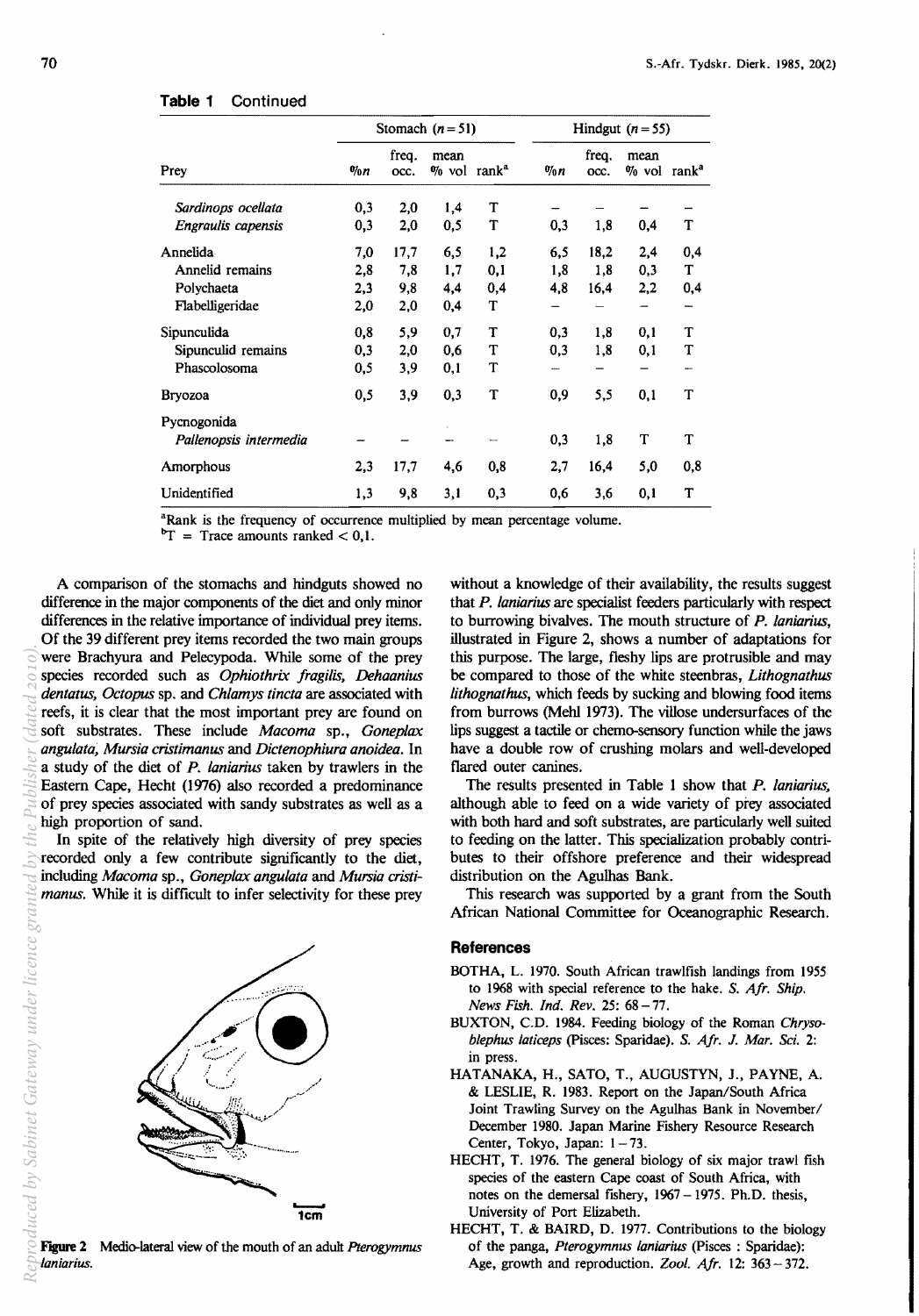**Table 1** Continued

| | Stomach ($n=51$) | | | | Hindgut ($n=55$) | | | |
|---|---|---|---|---|---|---|---|---|
| Prey | %n | freq. occ. | mean % vol | rank[a] | %n | freq. occ. | mean % vol | rank[a] |
| *Sardinops ocellata* | 0,3 | 2,0 | 1,4 | T | – | – | – | – |
| *Engraulis capensis* | 0,3 | 2,0 | 0,5 | T | 0,3 | 1,8 | 0,4 | T |
| Annelida | 7,0 | 17,7 | 6,5 | 1,2 | 6,5 | 18,2 | 2,4 | 0,4 |
| Annelid remains | 2,8 | 7,8 | 1,7 | 0,1 | 1,8 | 1,8 | 0,3 | T |
| Polychaeta | 2,3 | 9,8 | 4,4 | 0,4 | 4,8 | 16,4 | 2,2 | 0,4 |
| Flabelligeridae | 2,0 | 2,0 | 0,4 | T | – | – | – | – |
| Sipunculida | 0,8 | 5,9 | 0,7 | T | 0,3 | 1,8 | 0,1 | T |
| Sipunculid remains | 0,3 | 2,0 | 0,6 | T | 0,3 | 1,8 | 0,1 | T |
| Phascolosoma | 0,5 | 3,9 | 0,1 | T | – | – | – | – |
| Bryozoa | 0,5 | 3,9 | 0,3 | T | 0,9 | 5,5 | 0,1 | T |
| Pycnogonida | | | | | | | | |
| *Pallenopsis intermedia* | – | – | – | – | 0,3 | 1,8 | T | T |
| Amorphous | 2,3 | 17,7 | 4,6 | 0,8 | 2,7 | 16,4 | 5,0 | 0,8 |
| Unidentified | 1,3 | 9,8 | 3,1 | 0,3 | 0,6 | 3,6 | 0,1 | T |

[a]Rank is the frequency of occurrence multiplied by mean percentage volume.
[b]T = Trace amounts ranked < 0,1.

A comparison of the stomachs and hindguts showed no difference in the major components of the diet and only minor differences in the relative importance of individual prey items. Of the 39 different prey items recorded the two main groups were Brachyura and Pelecypoda. While some of the prey species recorded such as *Ophiothrix fragilis*, *Dehaanius dentatus*, *Octopus* sp. and *Chlamys tincta* are associated with reefs, it is clear that the most important prey are found on soft substrates. These include *Macoma* sp., *Goneplax angulata*, *Mursia cristimanus* and *Dictenophiura anoidea*. In a study of the diet of *P. laniarius* taken by trawlers in the Eastern Cape, Hecht (1976) also recorded a predominance of prey species associated with sandy substrates as well as a high proportion of sand.

In spite of the relatively high diversity of prey species recorded only a few contribute significantly to the diet, including *Macoma* sp., *Goneplax angulata* and *Mursia cristimanus*. While it is difficult to infer selectivity for these prey without a knowledge of their availability, the results suggest that *P. laniarius* are specialist feeders particularly with respect to burrowing bivalves. The mouth structure of *P. laniarius*, illustrated in Figure 2, shows a number of adaptations for this purpose. The large, fleshy lips are protrusible and may be compared to those of the white steenbras, *Lithognathus lithognathus*, which feeds by sucking and blowing food items from burrows (Mehl 1973). The villose undersurfaces of the lips suggest a tactile or chemo-sensory function while the jaws have a double row of crushing molars and well-developed flared outer canines.

**Figure 2** Medio-lateral view of the mouth of an adult *Pterogymnus laniarius*.

The results presented in Table 1 show that *P. laniarius*, although able to feed on a wide variety of prey associated with both hard and soft substrates, are particularly well suited to feeding on the latter. This specialization probably contributes to their offshore preference and their widespread distribution on the Agulhas Bank.

This research was supported by a grant from the South African National Committee for Oceanographic Research.

## References

BOTHA, L. 1970. South African trawlfish landings from 1955 to 1968 with special reference to the hake. *S. Afr. Ship. News Fish. Ind. Rev.* 25: 68–77.

BUXTON, C.D. 1984. Feeding biology of the Roman *Chrysoblephus laticeps* (Pisces: Sparidae). *S. Afr. J. Mar. Sci.* 2: in press.

HATANAKA, H., SATO, T., AUGUSTYN, J., PAYNE, A. & LESLIE, R. 1983. Report on the Japan/South Africa Joint Trawling Survey on the Agulhas Bank in November/December 1980. Japan Marine Fishery Resource Research Center, Tokyo, Japan: 1–73.

HECHT, T. 1976. The general biology of six major trawl fish species of the eastern Cape coast of South Africa, with notes on the demersal fishery, 1967–1975. Ph.D. thesis, University of Port Elizabeth.

HECHT, T. & BAIRD, D. 1977. Contributions to the biology of the panga, *Pterogymnus laniarius* (Pisces : Sparidae): Age, growth and reproduction. *Zool. Afr.* 12: 363–372.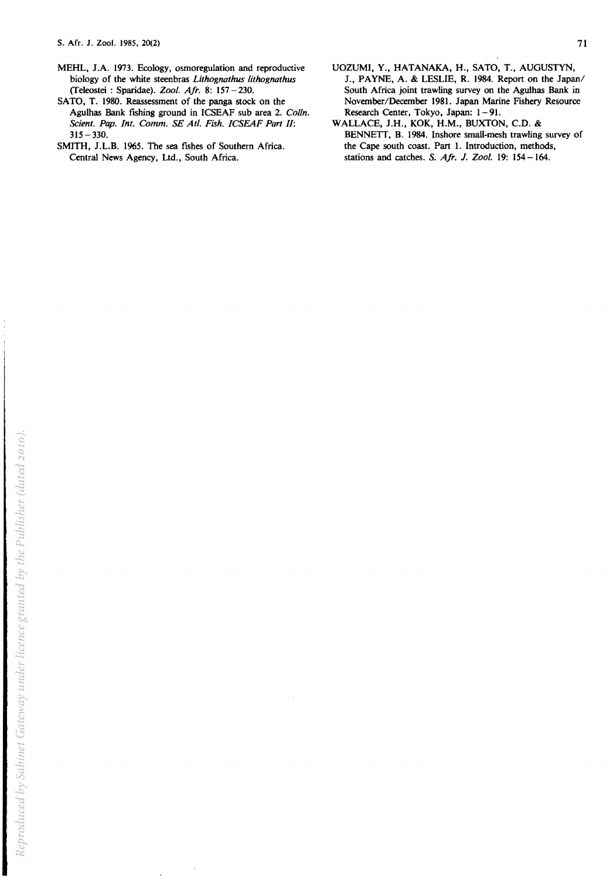MEHL, J.A. 1973. Ecology, osmoregulation and reproductive biology of the white steenbras *Lithognathus lithognathus* (Teleostei : Sparidae). *Zool. Afr.* 8: 157 – 230.

SATO, T. 1980. Reassessment of the panga stock on the Agulhas Bank fishing ground in ICSEAF sub area 2. *Colln. Scient. Pap. Int. Comm. SE Atl. Fish. ICSEAF Part II*: 315 – 330.

SMITH, J.L.B. 1965. The sea fishes of Southern Africa. Central News Agency, Ltd., South Africa.

UOZUMI, Y., HATANAKA, H., SATO, T., AUGUSTYN, J., PAYNE, A. & LESLIE, R. 1984. Report on the Japan/South Africa joint trawling survey on the Agulhas Bank in November/December 1981. Japan Marine Fishery Resource Research Center, Tokyo, Japan: 1 – 91.

WALLACE, J.H., KOK, H.M., BUXTON, C.D. & BENNETT, B. 1984. Inshore small-mesh trawling survey of the Cape south coast. Part 1. Introduction, methods, stations and catches. *S. Afr. J. Zool.* 19: 154 – 164.